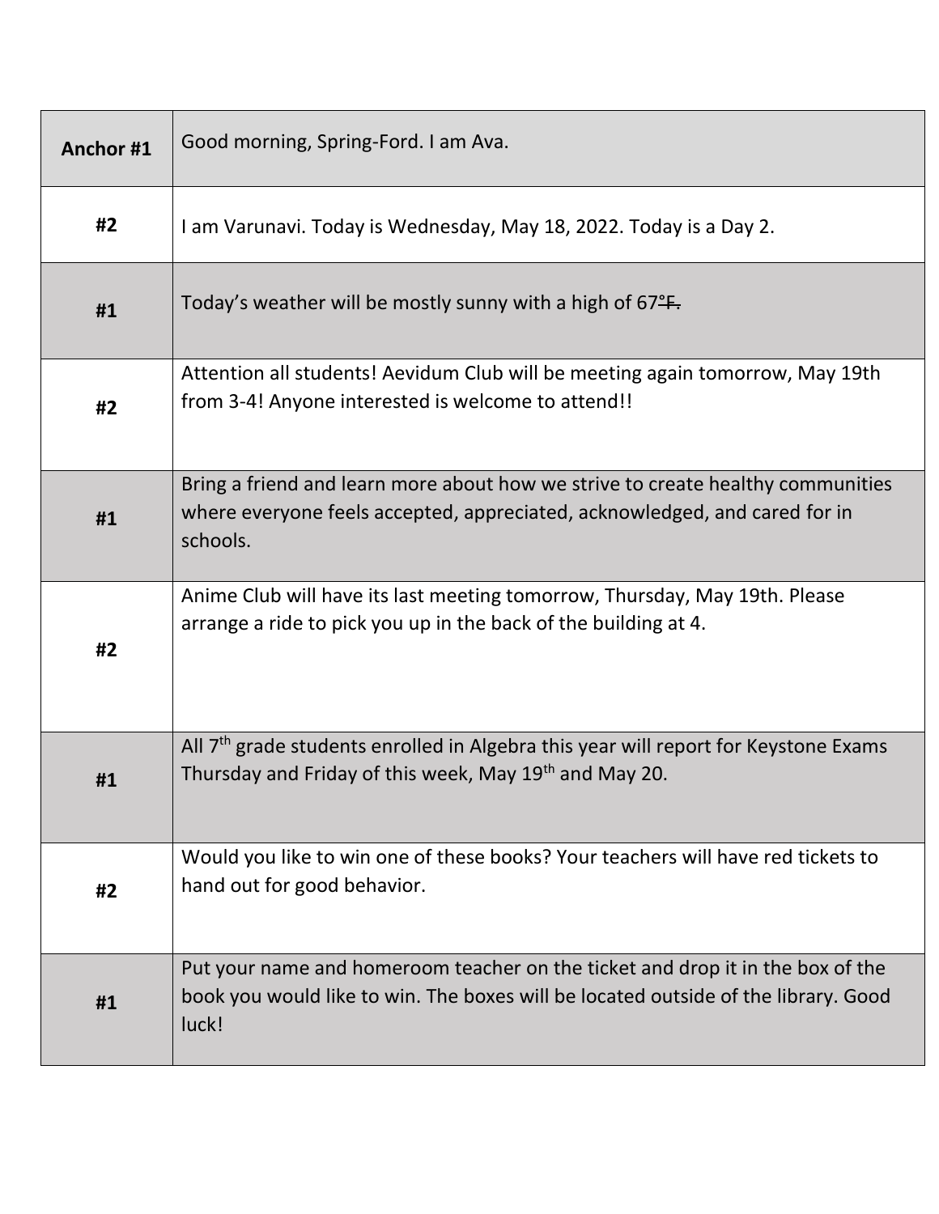| Anchor #1 | Good morning, Spring-Ford. I am Ava. |
|---|---|
| #2 | I am Varunavi. Today is Wednesday, May 18, 2022. Today is a Day 2. |
| #1 | Today's weather will be mostly sunny with a high of 67~~°F.~~ |
| #2 | Attention all students! Aevidum Club will be meeting again tomorrow, May 19th from 3-4! Anyone interested is welcome to attend!! |
| #1 | Bring a friend and learn more about how we strive to create healthy communities where everyone feels accepted, appreciated, acknowledged, and cared for in schools. |
| #2 | Anime Club will have its last meeting tomorrow, Thursday, May 19th. Please arrange a ride to pick you up in the back of the building at 4. |
| #1 | All 7th grade students enrolled in Algebra this year will report for Keystone Exams Thursday and Friday of this week, May 19th and May 20. |
| #2 | Would you like to win one of these books? Your teachers will have red tickets to hand out for good behavior. |
| #1 | Put your name and homeroom teacher on the ticket and drop it in the box of the book you would like to win. The boxes will be located outside of the library. Good luck! |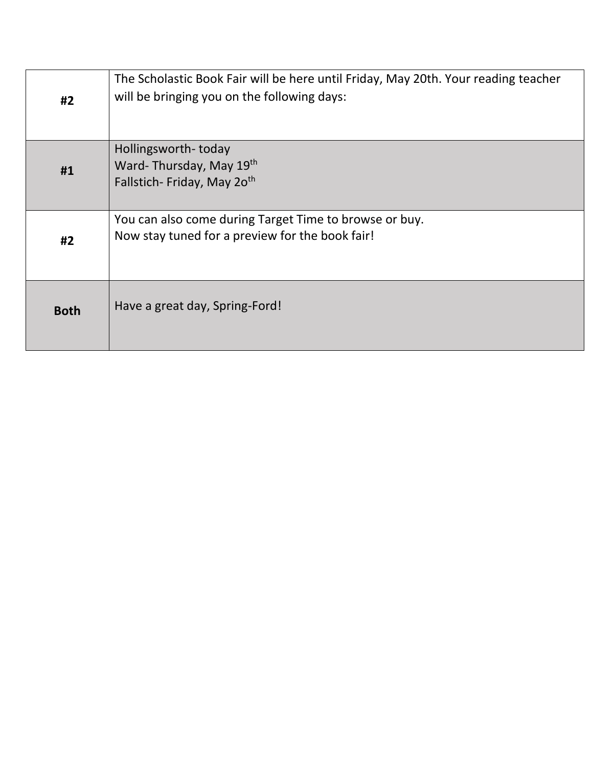| | |
|---|---|
| **#2** | The Scholastic Book Fair will be here until Friday, May 20th. Your reading teacher will be bringing you on the following days: |
| **#1** | Hollingsworth- today<br>Ward- Thursday, May 19th<br>Fallstich- Friday, May 2oth |
| **#2** | You can also come during Target Time to browse or buy.<br>Now stay tuned for a preview for the book fair! |
| **Both** | Have a great day, Spring-Ford! |